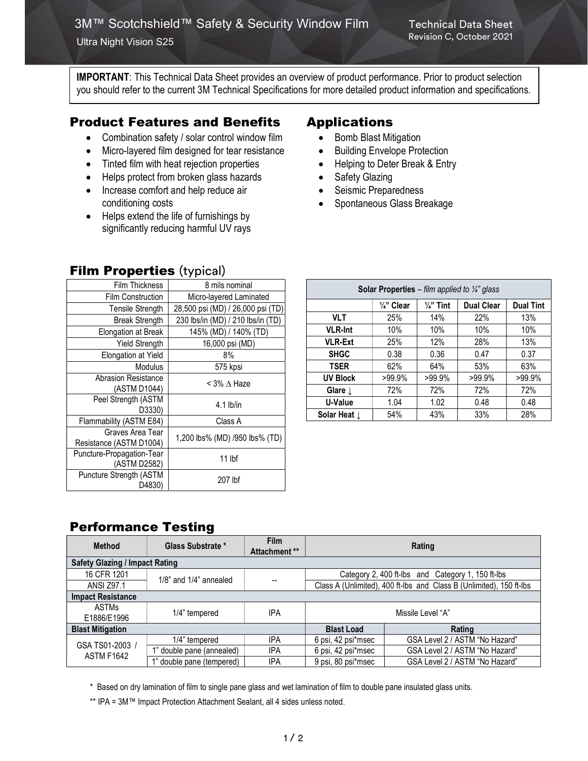# 3M™ Scotchshield™ Safety & Security Window Film

Ultra Night Vision S25

Technical Data Sheet
Revision C, October 2021

**IMPORTANT**: This Technical Data Sheet provides an overview of product performance. Prior to product selection you should refer to the current 3M Technical Specifications for more detailed product information and specifications.

## Product Features and Benefits

- Combination safety / solar control window film
- Micro-layered film designed for tear resistance
- Tinted film with heat rejection properties
- Helps protect from broken glass hazards
- Increase comfort and help reduce air conditioning costs
- Helps extend the life of furnishings by significantly reducing harmful UV rays

## Applications

- Bomb Blast Mitigation
- Building Envelope Protection
- Helping to Deter Break & Entry
- Safety Glazing
- Seismic Preparedness
- Spontaneous Glass Breakage

## Film Properties (typical)

| | |
|---|---|
| Film Thickness | 8 mils nominal |
| Film Construction | Micro-layered Laminated |
| Tensile Strength | 28,500 psi (MD) / 26,000 psi (TD) |
| Break Strength | 230 lbs/in (MD) / 210 lbs/in (TD) |
| Elongation at Break | 145% (MD) / 140% (TD) |
| Yield Strength | 16,000 psi (MD) |
| Elongation at Yield | 8% |
| Modulus | 575 kpsi |
| Abrasion Resistance (ASTM D1044) | < 3% Δ Haze |
| Peel Strength (ASTM D3330) | 4.1 lb/in |
| Flammability (ASTM E84) | Class A |
| Graves Area Tear Resistance (ASTM D1004) | 1,200 lbs% (MD) /950 lbs% (TD) |
| Puncture-Propagation-Tear (ASTM D2582) | 11 lbf |
| Puncture Strength (ASTM D4830) | 207 lbf |

**Solar Properties** – *film applied to ¼" glass*

| | ¼" Clear | ¼" Tint | Dual Clear | Dual Tint |
|---|---|---|---|---|
| **VLT** | 25% | 14% | 22% | 13% |
| **VLR-Int** | 10% | 10% | 10% | 10% |
| **VLR-Ext** | 25% | 12% | 28% | 13% |
| **SHGC** | 0.38 | 0.36 | 0.47 | 0.37 |
| **TSER** | 62% | 64% | 53% | 63% |
| **UV Block** | >99.9% | >99.9% | >99.9% | >99.9% |
| **Glare ↓** | 72% | 72% | 72% | 72% |
| **U-Value** | 1.04 | 1.02 | 0.48 | 0.48 |
| **Solar Heat ↓** | 54% | 43% | 33% | 28% |

## Performance Testing

| Method | Glass Substrate * | Film Attachment ** | Rating | |
|---|---|---|---|---|
| **Safety Glazing / Impact Rating** | | | | |
| 16 CFR 1201 | 1/8" and 1/4" annealed | -- | Category 2, 400 ft-lbs and Category 1, 150 ft-lbs | |
| ANSI Z97.1 | 1/8" and 1/4" annealed | -- | Class A (Unlimited), 400 ft-lbs and Class B (Unlimited), 150 ft-lbs | |
| **Impact Resistance** | | | | |
| ASTMs E1886/E1996 | 1/4" tempered | IPA | Missile Level "A" | |
| **Blast Mitigation** | | | **Blast Load** | **Rating** |
| GSA TS01-2003 / ASTM F1642 | 1/4" tempered | IPA | 6 psi, 42 psi*msec | GSA Level 2 / ASTM "No Hazard" |
| | 1" double pane (annealed) | IPA | 6 psi, 42 psi*msec | GSA Level 2 / ASTM "No Hazard" |
| | 1" double pane (tempered) | IPA | 9 psi, 80 psi*msec | GSA Level 2 / ASTM "No Hazard" |

\* Based on dry lamination of film to single pane glass and wet lamination of film to double pane insulated glass units.

** IPA = 3M™ Impact Protection Attachment Sealant, all 4 sides unless noted.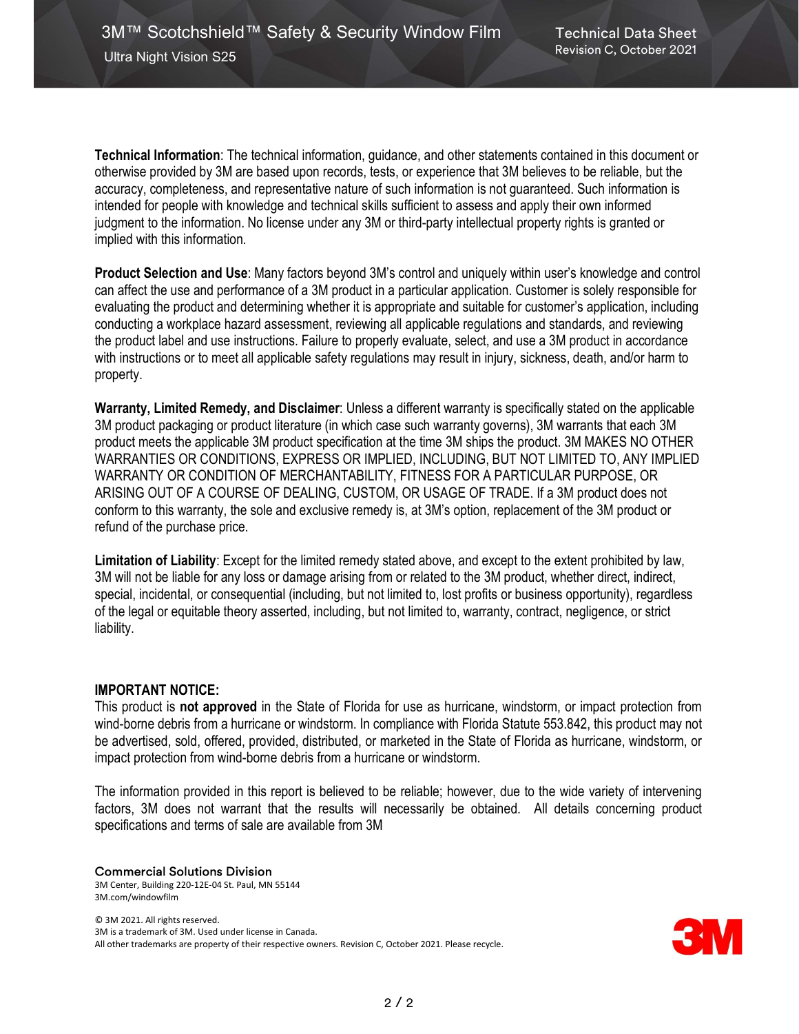**Technical Information**: The technical information, guidance, and other statements contained in this document or otherwise provided by 3M are based upon records, tests, or experience that 3M believes to be reliable, but the accuracy, completeness, and representative nature of such information is not guaranteed. Such information is intended for people with knowledge and technical skills sufficient to assess and apply their own informed judgment to the information. No license under any 3M or third-party intellectual property rights is granted or implied with this information.

**Product Selection and Use**: Many factors beyond 3M's control and uniquely within user's knowledge and control can affect the use and performance of a 3M product in a particular application. Customer is solely responsible for evaluating the product and determining whether it is appropriate and suitable for customer's application, including conducting a workplace hazard assessment, reviewing all applicable regulations and standards, and reviewing the product label and use instructions. Failure to properly evaluate, select, and use a 3M product in accordance with instructions or to meet all applicable safety regulations may result in injury, sickness, death, and/or harm to property.

**Warranty, Limited Remedy, and Disclaimer**: Unless a different warranty is specifically stated on the applicable 3M product packaging or product literature (in which case such warranty governs), 3M warrants that each 3M product meets the applicable 3M product specification at the time 3M ships the product. 3M MAKES NO OTHER WARRANTIES OR CONDITIONS, EXPRESS OR IMPLIED, INCLUDING, BUT NOT LIMITED TO, ANY IMPLIED WARRANTY OR CONDITION OF MERCHANTABILITY, FITNESS FOR A PARTICULAR PURPOSE, OR ARISING OUT OF A COURSE OF DEALING, CUSTOM, OR USAGE OF TRADE. If a 3M product does not conform to this warranty, the sole and exclusive remedy is, at 3M's option, replacement of the 3M product or refund of the purchase price.

**Limitation of Liability**: Except for the limited remedy stated above, and except to the extent prohibited by law, 3M will not be liable for any loss or damage arising from or related to the 3M product, whether direct, indirect, special, incidental, or consequential (including, but not limited to, lost profits or business opportunity), regardless of the legal or equitable theory asserted, including, but not limited to, warranty, contract, negligence, or strict liability.

**IMPORTANT NOTICE:**

This product is **not approved** in the State of Florida for use as hurricane, windstorm, or impact protection from wind-borne debris from a hurricane or windstorm. In compliance with Florida Statute 553.842, this product may not be advertised, sold, offered, provided, distributed, or marketed in the State of Florida as hurricane, windstorm, or impact protection from wind-borne debris from a hurricane or windstorm.

The information provided in this report is believed to be reliable; however, due to the wide variety of intervening factors, 3M does not warrant that the results will necessarily be obtained. All details concerning product specifications and terms of sale are available from 3M

**Commercial Solutions Division**
3M Center, Building 220-12E-04 St. Paul, MN 55144
3M.com/windowfilm

© 3M 2021. All rights reserved.
3M is a trademark of 3M. Used under license in Canada.
All other trademarks are property of their respective owners. Revision C, October 2021. Please recycle.